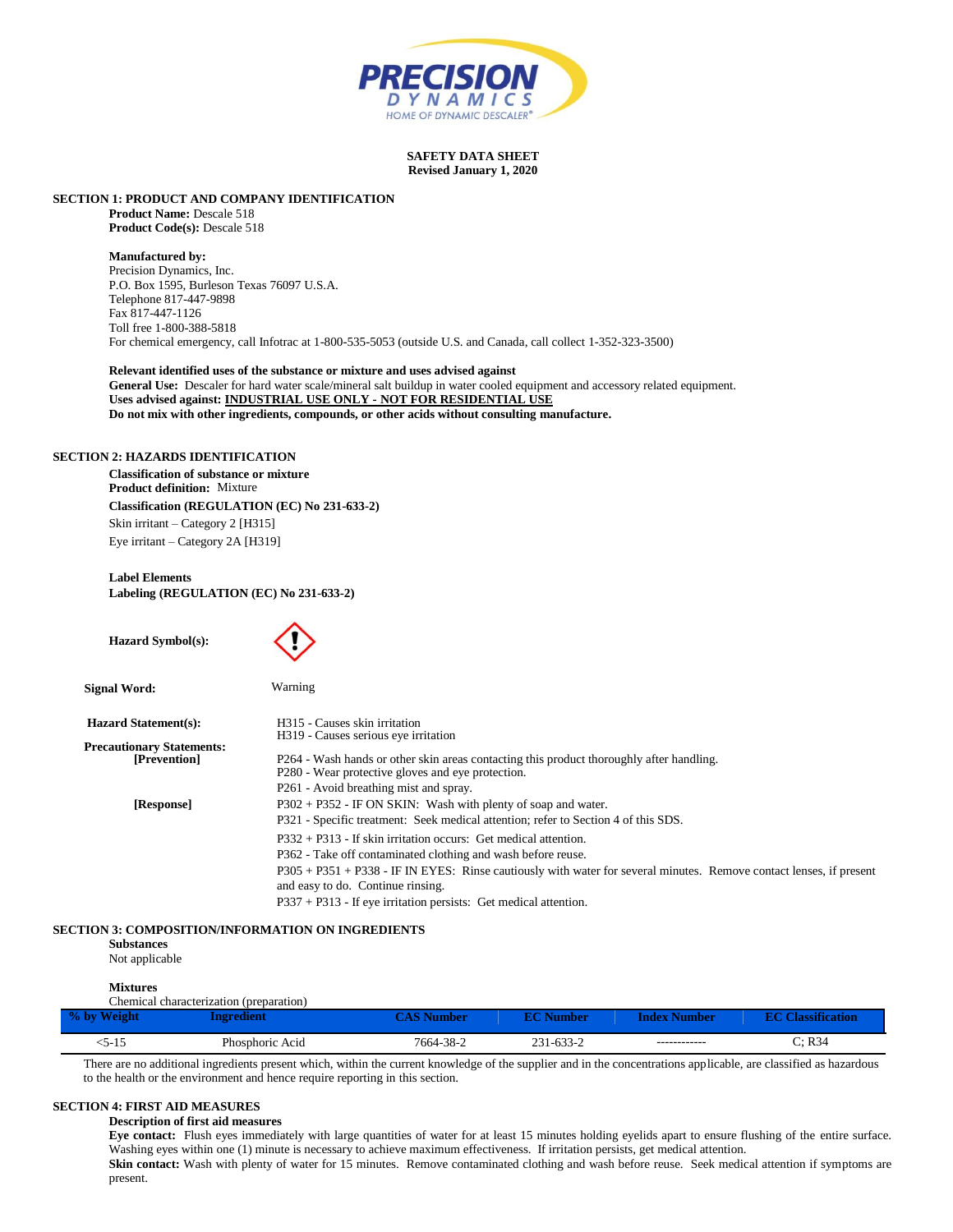PRECISION DYNAMICS
HOME OF DYNAMIC DESCALER®

**SAFETY DATA SHEET**
**Revised January 1, 2020**

## SECTION 1: PRODUCT AND COMPANY IDENTIFICATION

**Product Name:** Descale 518
**Product Code(s):** Descale 518

**Manufactured by:**
Precision Dynamics, Inc.
P.O. Box 1595, Burleson Texas 76097 U.S.A.
Telephone 817-447-9898
Fax 817-447-1126
Toll free 1-800-388-5818
For chemical emergency, call Infotrac at 1-800-535-5053 (outside U.S. and Canada, call collect 1-352-323-3500)

**Relevant identified uses of the substance or mixture and uses advised against**
**General Use:** Descaler for hard water scale/mineral salt buildup in water cooled equipment and accessory related equipment.
**Uses advised against: INDUSTRIAL USE ONLY - NOT FOR RESIDENTIAL USE**
**Do not mix with other ingredients, compounds, or other acids without consulting manufacture.**

## SECTION 2: HAZARDS IDENTIFICATION

**Classification of substance or mixture**
**Product definition:** Mixture
**Classification (REGULATION (EC) No 231-633-2)**
Skin irritant – Category 2 [H315]
Eye irritant – Category 2A [H319]

**Label Elements**
**Labeling (REGULATION (EC) No 231-633-2)**

**Hazard Symbol(s):**

**Signal Word:** Warning

**Hazard Statement(s):**
H315 - Causes skin irritation
H319 - Causes serious eye irritation

**Precautionary Statements:**
**[Prevention]**
P264 - Wash hands or other skin areas contacting this product thoroughly after handling.
P280 - Wear protective gloves and eye protection.
P261 - Avoid breathing mist and spray.

**[Response]**
P302 + P352 - IF ON SKIN: Wash with plenty of soap and water.
P321 - Specific treatment: Seek medical attention; refer to Section 4 of this SDS.
P332 + P313 - If skin irritation occurs: Get medical attention.
P362 - Take off contaminated clothing and wash before reuse.
P305 + P351 + P338 - IF IN EYES: Rinse cautiously with water for several minutes. Remove contact lenses, if present and easy to do. Continue rinsing.
P337 + P313 - If eye irritation persists: Get medical attention.

## SECTION 3: COMPOSITION/INFORMATION ON INGREDIENTS

**Substances**
Not applicable

**Mixtures**
Chemical characterization (preparation)

| % by Weight | Ingredient | CAS Number | EC Number | Index Number | EC Classification |
|---|---|---|---|---|---|
| <5-15 | Phosphoric Acid | 7664-38-2 | 231-633-2 | ------------ | C; R34 |

There are no additional ingredients present which, within the current knowledge of the supplier and in the concentrations applicable, are classified as hazardous to the health or the environment and hence require reporting in this section.

## SECTION 4: FIRST AID MEASURES

**Description of first aid measures**
**Eye contact:** Flush eyes immediately with large quantities of water for at least 15 minutes holding eyelids apart to ensure flushing of the entire surface. Washing eyes within one (1) minute is necessary to achieve maximum effectiveness. If irritation persists, get medical attention.
**Skin contact:** Wash with plenty of water for 15 minutes. Remove contaminated clothing and wash before reuse. Seek medical attention if symptoms are present.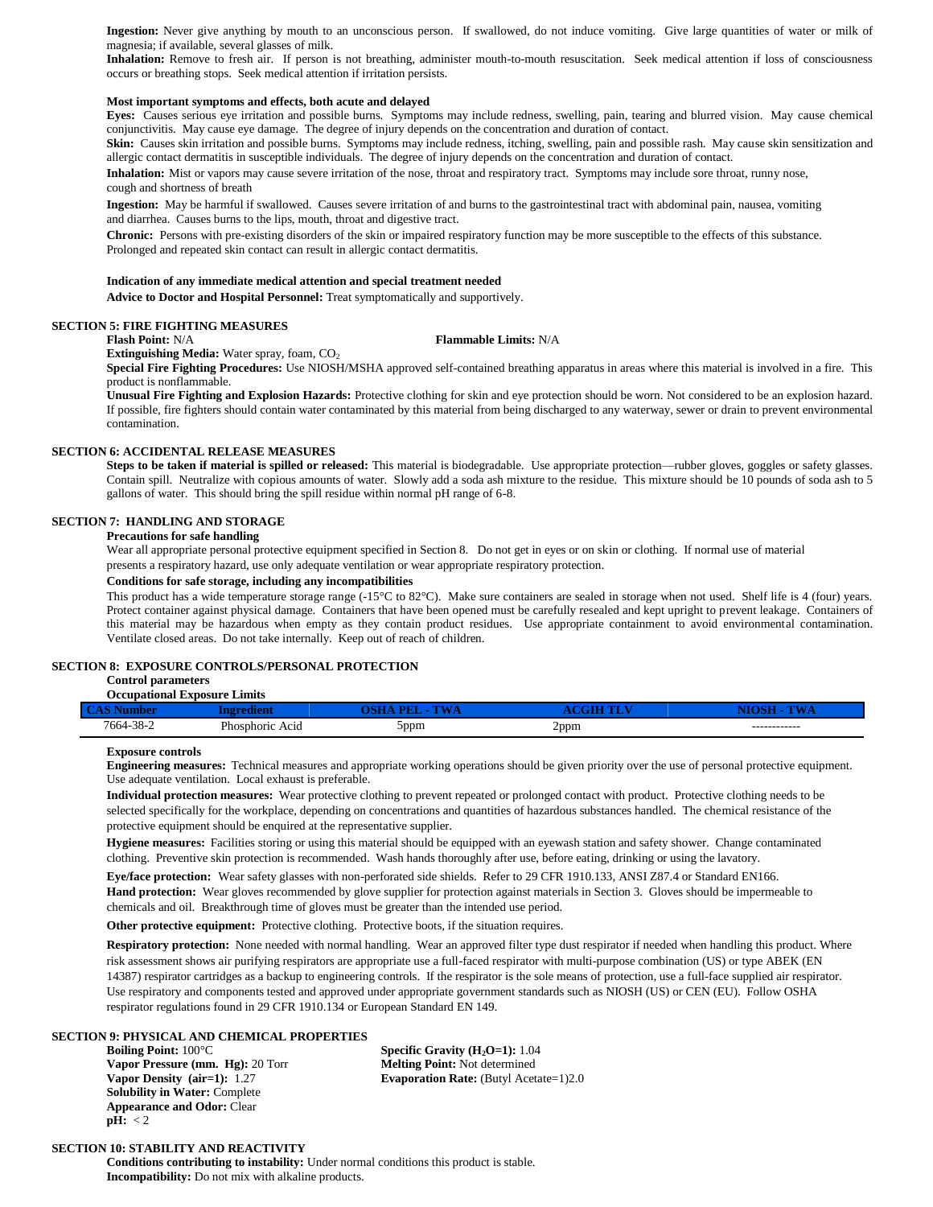**Ingestion:** Never give anything by mouth to an unconscious person. If swallowed, do not induce vomiting. Give large quantities of water or milk of magnesia; if available, several glasses of milk.
**Inhalation:** Remove to fresh air. If person is not breathing, administer mouth-to-mouth resuscitation. Seek medical attention if loss of consciousness occurs or breathing stops. Seek medical attention if irritation persists.

**Most important symptoms and effects, both acute and delayed**
**Eyes:** Causes serious eye irritation and possible burns. Symptoms may include redness, swelling, pain, tearing and blurred vision. May cause chemical conjunctivitis. May cause eye damage. The degree of injury depends on the concentration and duration of contact.
**Skin:** Causes skin irritation and possible burns. Symptoms may include redness, itching, swelling, pain and possible rash. May cause skin sensitization and allergic contact dermatitis in susceptible individuals. The degree of injury depends on the concentration and duration of contact.
**Inhalation:** Mist or vapors may cause severe irritation of the nose, throat and respiratory tract. Symptoms may include sore throat, runny nose, cough and shortness of breath
**Ingestion:** May be harmful if swallowed. Causes severe irritation of and burns to the gastrointestinal tract with abdominal pain, nausea, vomiting and diarrhea. Causes burns to the lips, mouth, throat and digestive tract.
**Chronic:** Persons with pre-existing disorders of the skin or impaired respiratory function may be more susceptible to the effects of this substance. Prolonged and repeated skin contact can result in allergic contact dermatitis.

**Indication of any immediate medical attention and special treatment needed**
**Advice to Doctor and Hospital Personnel:** Treat symptomatically and supportively.

## SECTION 5: FIRE FIGHTING MEASURES

**Flash Point:** N/A
**Flammable Limits:** N/A
**Extinguishing Media:** Water spray, foam, $CO_2$
**Special Fire Fighting Procedures:** Use NIOSH/MSHA approved self-contained breathing apparatus in areas where this material is involved in a fire. This product is nonflammable.
**Unusual Fire Fighting and Explosion Hazards:** Protective clothing for skin and eye protection should be worn. Not considered to be an explosion hazard. If possible, fire fighters should contain water contaminated by this material from being discharged to any waterway, sewer or drain to prevent environmental contamination.

## SECTION 6: ACCIDENTAL RELEASE MEASURES

**Steps to be taken if material is spilled or released:** This material is biodegradable. Use appropriate protection—rubber gloves, goggles or safety glasses. Contain spill. Neutralize with copious amounts of water. Slowly add a soda ash mixture to the residue. This mixture should be 10 pounds of soda ash to 5 gallons of water. This should bring the spill residue within normal pH range of 6-8.

## SECTION 7: HANDLING AND STORAGE

**Precautions for safe handling**
Wear all appropriate personal protective equipment specified in Section 8. Do not get in eyes or on skin or clothing. If normal use of material presents a respiratory hazard, use only adequate ventilation or wear appropriate respiratory protection.

**Conditions for safe storage, including any incompatibilities**
This product has a wide temperature storage range (-15°C to 82°C). Make sure containers are sealed in storage when not used. Shelf life is 4 (four) years. Protect container against physical damage. Containers that have been opened must be carefully resealed and kept upright to prevent leakage. Containers of this material may be hazardous when empty as they contain product residues. Use appropriate containment to avoid environmental contamination. Ventilate closed areas. Do not take internally. Keep out of reach of children.

## SECTION 8: EXPOSURE CONTROLS/PERSONAL PROTECTION

**Control parameters**
**Occupational Exposure Limits**

| CAS Number | Ingredient | OSHA PEL - TWA | ACGIH TLV | NIOSH - TWA |
|---|---|---|---|---|
| 7664-38-2 | Phosphoric Acid | 5ppm | 2ppm | ------------ |

**Exposure controls**
**Engineering measures:** Technical measures and appropriate working operations should be given priority over the use of personal protective equipment. Use adequate ventilation. Local exhaust is preferable.
**Individual protection measures:** Wear protective clothing to prevent repeated or prolonged contact with product. Protective clothing needs to be selected specifically for the workplace, depending on concentrations and quantities of hazardous substances handled. The chemical resistance of the protective equipment should be enquired at the representative supplier.
**Hygiene measures:** Facilities storing or using this material should be equipped with an eyewash station and safety shower. Change contaminated clothing. Preventive skin protection is recommended. Wash hands thoroughly after use, before eating, drinking or using the lavatory.
**Eye/face protection:** Wear safety glasses with non-perforated side shields. Refer to 29 CFR 1910.133, ANSI Z87.4 or Standard EN166.
**Hand protection:** Wear gloves recommended by glove supplier for protection against materials in Section 3. Gloves should be impermeable to chemicals and oil. Breakthrough time of gloves must be greater than the intended use period.
**Other protective equipment:** Protective clothing. Protective boots, if the situation requires.
**Respiratory protection:** None needed with normal handling. Wear an approved filter type dust respirator if needed when handling this product. Where risk assessment shows air purifying respirators are appropriate use a full-faced respirator with multi-purpose combination (US) or type ABEK (EN 14387) respirator cartridges as a backup to engineering controls. If the respirator is the sole means of protection, use a full-face supplied air respirator. Use respiratory and components tested and approved under appropriate government standards such as NIOSH (US) or CEN (EU). Follow OSHA respirator regulations found in 29 CFR 1910.134 or European Standard EN 149.

## SECTION 9: PHYSICAL AND CHEMICAL PROPERTIES

**Boiling Point:** 100°C
**Vapor Pressure (mm. Hg):** 20 Torr
**Vapor Density (air=1):** 1.27
**Solubility in Water:** Complete
**Appearance and Odor:** Clear
**pH:** < 2
**Specific Gravity ($H_2O$=1):** 1.04
**Melting Point:** Not determined
**Evaporation Rate:** (Butyl Acetate=1)2.0

## SECTION 10: STABILITY AND REACTIVITY

**Conditions contributing to instability:** Under normal conditions this product is stable.
**Incompatibility:** Do not mix with alkaline products.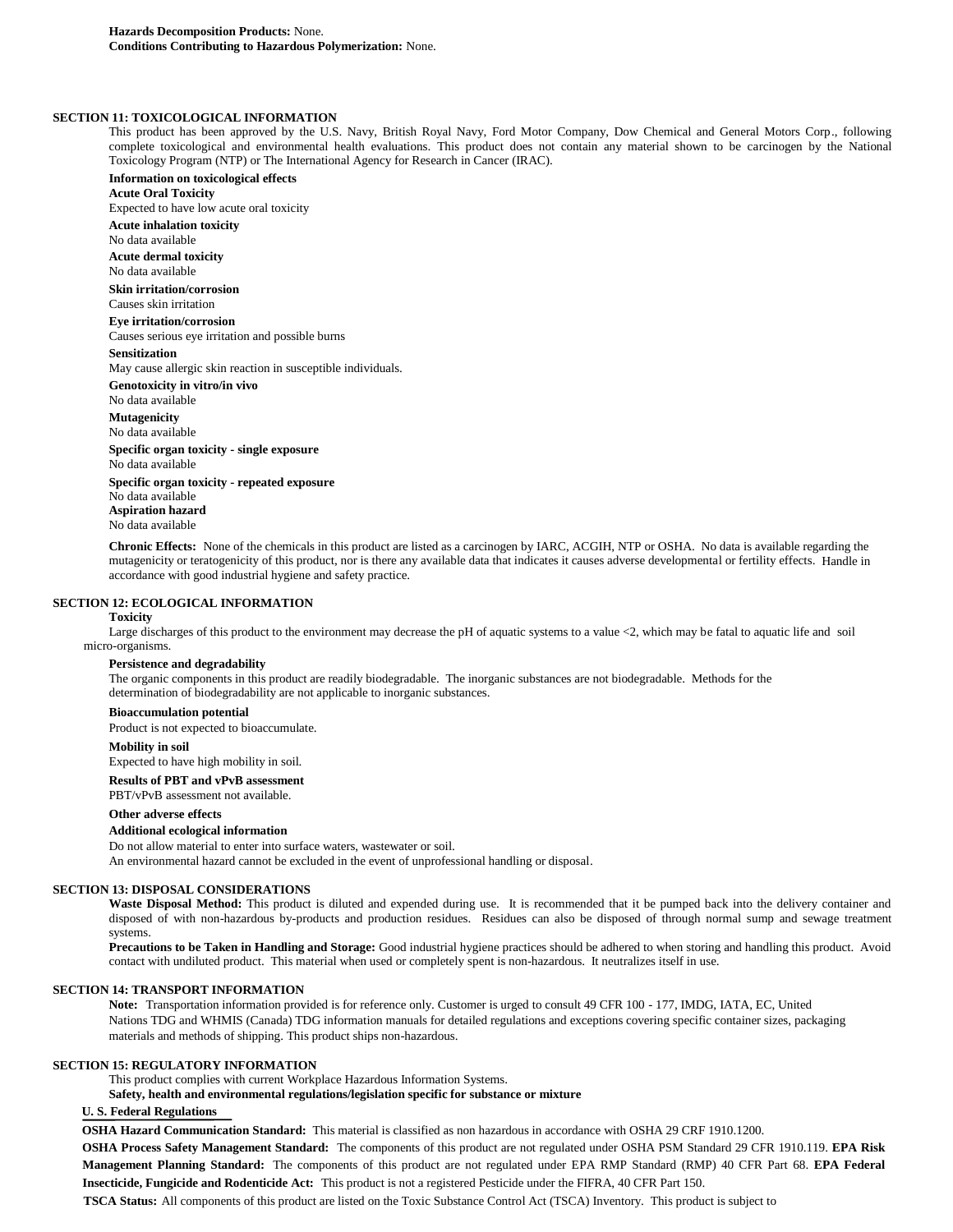**Hazards Decomposition Products:** None.
**Conditions Contributing to Hazardous Polymerization:** None.

## SECTION 11: TOXICOLOGICAL INFORMATION

This product has been approved by the U.S. Navy, British Royal Navy, Ford Motor Company, Dow Chemical and General Motors Corp., following complete toxicological and environmental health evaluations. This product does not contain any material shown to be carcinogen by the National Toxicology Program (NTP) or The International Agency for Research in Cancer (IRAC).

**Information on toxicological effects**

**Acute Oral Toxicity**
Expected to have low acute oral toxicity

**Acute inhalation toxicity**
No data available

**Acute dermal toxicity**
No data available

**Skin irritation/corrosion**
Causes skin irritation

**Eye irritation/corrosion**
Causes serious eye irritation and possible burns

**Sensitization**
May cause allergic skin reaction in susceptible individuals.

**Genotoxicity in vitro/in vivo**
No data available

**Mutagenicity**
No data available

**Specific organ toxicity - single exposure**
No data available

**Specific organ toxicity - repeated exposure**
No data available

**Aspiration hazard**
No data available

**Chronic Effects:** None of the chemicals in this product are listed as a carcinogen by IARC, ACGIH, NTP or OSHA. No data is available regarding the mutagenicity or teratogenicity of this product, nor is there any available data that indicates it causes adverse developmental or fertility effects. Handle in accordance with good industrial hygiene and safety practice.

## SECTION 12: ECOLOGICAL INFORMATION

**Toxicity**
Large discharges of this product to the environment may decrease the pH of aquatic systems to a value <2, which may be fatal to aquatic life and soil micro-organisms.

**Persistence and degradability**
The organic components in this product are readily biodegradable. The inorganic substances are not biodegradable. Methods for the determination of biodegradability are not applicable to inorganic substances.

**Bioaccumulation potential**
Product is not expected to bioaccumulate.

**Mobility in soil**
Expected to have high mobility in soil.

**Results of PBT and vPvB assessment**
PBT/vPvB assessment not available.

**Other adverse effects**

**Additional ecological information**
Do not allow material to enter into surface waters, wastewater or soil.
An environmental hazard cannot be excluded in the event of unprofessional handling or disposal.

## SECTION 13: DISPOSAL CONSIDERATIONS

**Waste Disposal Method:** This product is diluted and expended during use. It is recommended that it be pumped back into the delivery container and disposed of with non-hazardous by-products and production residues. Residues can also be disposed of through normal sump and sewage treatment systems.

**Precautions to be Taken in Handling and Storage:** Good industrial hygiene practices should be adhered to when storing and handling this product. Avoid contact with undiluted product. This material when used or completely spent is non-hazardous. It neutralizes itself in use.

## SECTION 14: TRANSPORT INFORMATION

**Note:** Transportation information provided is for reference only. Customer is urged to consult 49 CFR 100 - 177, IMDG, IATA, EC, United Nations TDG and WHMIS (Canada) TDG information manuals for detailed regulations and exceptions covering specific container sizes, packaging materials and methods of shipping. This product ships non-hazardous.

## SECTION 15: REGULATORY INFORMATION

This product complies with current Workplace Hazardous Information Systems.

**Safety, health and environmental regulations/legislation specific for substance or mixture**

**U. S. Federal Regulations**

**OSHA Hazard Communication Standard:** This material is classified as non hazardous in accordance with OSHA 29 CRF 1910.1200.

**OSHA Process Safety Management Standard:** The components of this product are not regulated under OSHA PSM Standard 29 CFR 1910.119. **EPA Risk Management Planning Standard:** The components of this product are not regulated under EPA RMP Standard (RMP) 40 CFR Part 68. **EPA Federal Insecticide, Fungicide and Rodenticide Act:** This product is not a registered Pesticide under the FIFRA, 40 CFR Part 150.

**TSCA Status:** All components of this product are listed on the Toxic Substance Control Act (TSCA) Inventory. This product is subject to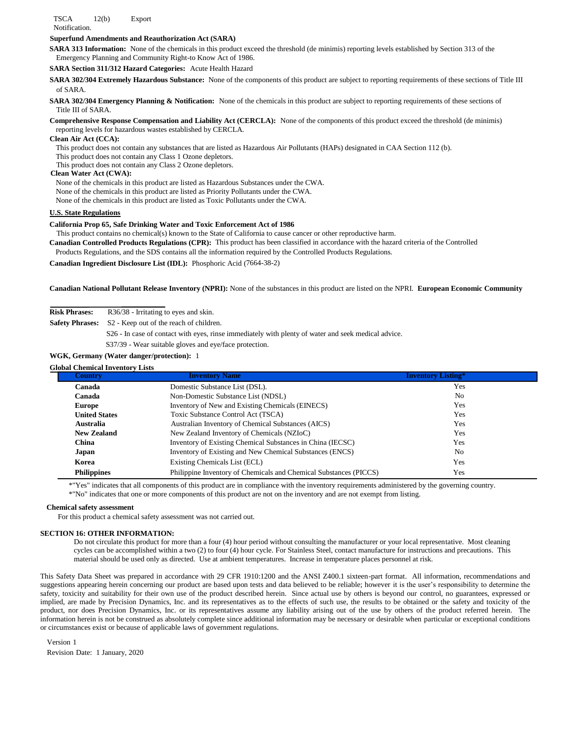TSCA 12(b) Export Notification.

**Superfund Amendments and Reauthorization Act (SARA)**

**SARA 313 Information:** None of the chemicals in this product exceed the threshold (de minimis) reporting levels established by Section 313 of the Emergency Planning and Community Right-to Know Act of 1986.

**SARA Section 311/312 Hazard Categories:** Acute Health Hazard

**SARA 302/304 Extremely Hazardous Substance:** None of the components of this product are subject to reporting requirements of these sections of Title III of SARA.

**SARA 302/304 Emergency Planning & Notification:** None of the chemicals in this product are subject to reporting requirements of these sections of Title III of SARA.

**Comprehensive Response Compensation and Liability Act (CERCLA):** None of the components of this product exceed the threshold (de minimis) reporting levels for hazardous wastes established by CERCLA.

**Clean Air Act (CCA):**

This product does not contain any substances that are listed as Hazardous Air Pollutants (HAPs) designated in CAA Section 112 (b).
This product does not contain any Class 1 Ozone depletors.
This product does not contain any Class 2 Ozone depletors.

**Clean Water Act (CWA):**

None of the chemicals in this product are listed as Hazardous Substances under the CWA.
None of the chemicals in this product are listed as Priority Pollutants under the CWA.
None of the chemicals in this product are listed as Toxic Pollutants under the CWA.

**U.S. State Regulations**

**California Prop 65, Safe Drinking Water and Toxic Enforcement Act of 1986**

This product contains no chemical(s) known to the State of California to cause cancer or other reproductive harm.

**Canadian Controlled Products Regulations (CPR):** This product has been classified in accordance with the hazard criteria of the Controlled Products Regulations, and the SDS contains all the information required by the Controlled Products Regulations.

**Canadian Ingredient Disclosure List (IDL):** Phosphoric Acid (7664-38-2)

**Canadian National Pollutant Release Inventory (NPRI):** None of the substances in this product are listed on the NPRI. **European Economic Community**

**Risk Phrases:** R36/38 - Irritating to eyes and skin.

**Safety Phrases:** S2 - Keep out of the reach of children.

S26 - In case of contact with eyes, rinse immediately with plenty of water and seek medical advice.

S37/39 - Wear suitable gloves and eye/face protection.

**WGK, Germany (Water danger/protection):** 1

**Global Chemical Inventory Lists**

| Country | Inventory Name | Inventory Listing* |
|---|---|---|
| **Canada** | Domestic Substance List (DSL). | Yes |
| **Canada** | Non-Domestic Substance List (NDSL) | No |
| **Europe** | Inventory of New and Existing Chemicals (EINECS) | Yes |
| **United States** | Toxic Substance Control Act (TSCA) | Yes |
| **Australia** | Australian Inventory of Chemical Substances (AICS) | Yes |
| **New Zealand** | New Zealand Inventory of Chemicals (NZIoC) | Yes |
| **China** | Inventory of Existing Chemical Substances in China (IECSC) | Yes |
| **Japan** | Inventory of Existing and New Chemical Substances (ENCS) | No |
| **Korea** | Existing Chemicals List (ECL) | Yes |
| **Philippines** | Philippine Inventory of Chemicals and Chemical Substances (PICCS) | Yes |

*"Yes" indicates that all components of this product are in compliance with the inventory requirements administered by the governing country.
*"No" indicates that one or more components of this product are not on the inventory and are not exempt from listing.

**Chemical safety assessment**

For this product a chemical safety assessment was not carried out.

## SECTION 16: OTHER INFORMATION:

Do not circulate this product for more than a four (4) hour period without consulting the manufacturer or your local representative. Most cleaning cycles can be accomplished within a two (2) to four (4) hour cycle. For Stainless Steel, contact manufacture for instructions and precautions. This material should be used only as directed. Use at ambient temperatures. Increase in temperature places personnel at risk.

This Safety Data Sheet was prepared in accordance with 29 CFR 1910:1200 and the ANSI Z400.1 sixteen-part format. All information, recommendations and suggestions appearing herein concerning our product are based upon tests and data believed to be reliable; however it is the user's responsibility to determine the safety, toxicity and suitability for their own use of the product described herein. Since actual use by others is beyond our control, no guarantees, expressed or implied, are made by Precision Dynamics, Inc. and its representatives as to the effects of such use, the results to be obtained or the safety and toxicity of the product, nor does Precision Dynamics, Inc. or its representatives assume any liability arising out of the use by others of the product referred herein. The information herein is not be construed as absolutely complete since additional information may be necessary or desirable when particular or exceptional conditions or circumstances exist or because of applicable laws of government regulations.

Version 1
Revision Date: 1 January, 2020